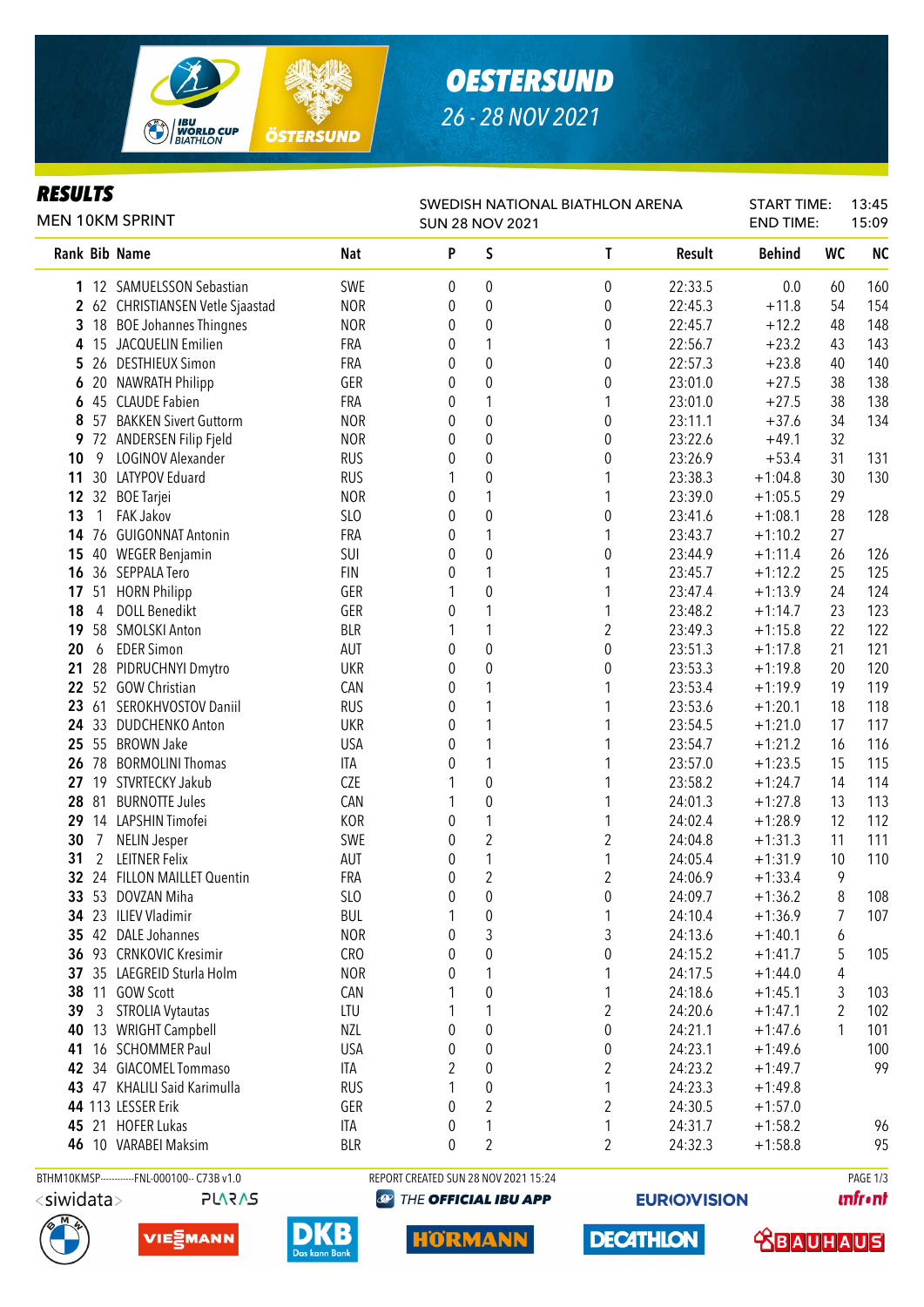# OESTERSUND

26 - 28 NOV 2021

## RESULTS

MEN 10KM SPRINT

SWEDISH NATIONAL BIATHLON ARENA
SUN 28 NOV 2021

START TIME: 13:45
END TIME: 15:09

| Rank | Bib | Name | Nat | P | S | T | Result | Behind | WC | NC |
|---|---|---|---|---|---|---|---|---|---|---|
| 1 | 12 | SAMUELSSON Sebastian | SWE | 0 | 0 | 0 | 22:33.5 | 0.0 | 60 | 160 |
| 2 | 62 | CHRISTIANSEN Vetle Sjaastad | NOR | 0 | 0 | 0 | 22:45.3 | +11.8 | 54 | 154 |
| 3 | 18 | BOE Johannes Thingnes | NOR | 0 | 0 | 0 | 22:45.7 | +12.2 | 48 | 148 |
| 4 | 15 | JACQUELIN Emilien | FRA | 0 | 1 | 1 | 22:56.7 | +23.2 | 43 | 143 |
| 5 | 26 | DESTHIEUX Simon | FRA | 0 | 0 | 0 | 22:57.3 | +23.8 | 40 | 140 |
| 6 | 20 | NAWRATH Philipp | GER | 0 | 0 | 0 | 23:01.0 | +27.5 | 38 | 138 |
| 6 | 45 | CLAUDE Fabien | FRA | 0 | 1 | 1 | 23:01.0 | +27.5 | 38 | 138 |
| 8 | 57 | BAKKEN Sivert Guttorm | NOR | 0 | 0 | 0 | 23:11.1 | +37.6 | 34 | 134 |
| 9 | 72 | ANDERSEN Filip Fjeld | NOR | 0 | 0 | 0 | 23:22.6 | +49.1 | 32 | |
| 10 | 9 | LOGINOV Alexander | RUS | 0 | 0 | 0 | 23:26.9 | +53.4 | 31 | 131 |
| 11 | 30 | LATYPOV Eduard | RUS | 1 | 0 | 1 | 23:38.3 | +1:04.8 | 30 | 130 |
| 12 | 32 | BOE Tarjei | NOR | 0 | 1 | 1 | 23:39.0 | +1:05.5 | 29 | |
| 13 | 1 | FAK Jakov | SLO | 0 | 0 | 0 | 23:41.6 | +1:08.1 | 28 | 128 |
| 14 | 76 | GUIGONNAT Antonin | FRA | 0 | 1 | 1 | 23:43.7 | +1:10.2 | 27 | |
| 15 | 40 | WEGER Benjamin | SUI | 0 | 0 | 0 | 23:44.9 | +1:11.4 | 26 | 126 |
| 16 | 36 | SEPPALA Tero | FIN | 0 | 1 | 1 | 23:45.7 | +1:12.2 | 25 | 125 |
| 17 | 51 | HORN Philipp | GER | 1 | 0 | 1 | 23:47.4 | +1:13.9 | 24 | 124 |
| 18 | 4 | DOLL Benedikt | GER | 0 | 1 | 1 | 23:48.2 | +1:14.7 | 23 | 123 |
| 19 | 58 | SMOLSKI Anton | BLR | 1 | 1 | 2 | 23:49.3 | +1:15.8 | 22 | 122 |
| 20 | 6 | EDER Simon | AUT | 0 | 0 | 0 | 23:51.3 | +1:17.8 | 21 | 121 |
| 21 | 28 | PIDRUCHNYI Dmytro | UKR | 0 | 0 | 0 | 23:53.3 | +1:19.8 | 20 | 120 |
| 22 | 52 | GOW Christian | CAN | 0 | 1 | 1 | 23:53.4 | +1:19.9 | 19 | 119 |
| 23 | 61 | SEROKHVOSTOV Daniil | RUS | 0 | 1 | 1 | 23:53.6 | +1:20.1 | 18 | 118 |
| 24 | 33 | DUDCHENKO Anton | UKR | 0 | 1 | 1 | 23:54.5 | +1:21.0 | 17 | 117 |
| 25 | 55 | BROWN Jake | USA | 0 | 1 | 1 | 23:54.7 | +1:21.2 | 16 | 116 |
| 26 | 78 | BORMOLINI Thomas | ITA | 0 | 1 | 1 | 23:57.0 | +1:23.5 | 15 | 115 |
| 27 | 19 | STVRTECKY Jakub | CZE | 1 | 0 | 1 | 23:58.2 | +1:24.7 | 14 | 114 |
| 28 | 81 | BURNOTTE Jules | CAN | 1 | 0 | 1 | 24:01.3 | +1:27.8 | 13 | 113 |
| 29 | 14 | LAPSHIN Timofei | KOR | 0 | 1 | 1 | 24:02.4 | +1:28.9 | 12 | 112 |
| 30 | 7 | NELIN Jesper | SWE | 0 | 2 | 2 | 24:04.8 | +1:31.3 | 11 | 111 |
| 31 | 2 | LEITNER Felix | AUT | 0 | 1 | 1 | 24:05.4 | +1:31.9 | 10 | 110 |
| 32 | 24 | FILLON MAILLET Quentin | FRA | 0 | 2 | 2 | 24:06.9 | +1:33.4 | 9 | |
| 33 | 53 | DOVZAN Miha | SLO | 0 | 0 | 0 | 24:09.7 | +1:36.2 | 8 | 108 |
| 34 | 23 | ILIEV Vladimir | BUL | 1 | 0 | 1 | 24:10.4 | +1:36.9 | 7 | 107 |
| 35 | 42 | DALE Johannes | NOR | 0 | 3 | 3 | 24:13.6 | +1:40.1 | 6 | |
| 36 | 93 | CRNKOVIC Kresimir | CRO | 0 | 0 | 0 | 24:15.2 | +1:41.7 | 5 | 105 |
| 37 | 35 | LAEGREID Sturla Holm | NOR | 0 | 1 | 1 | 24:17.5 | +1:44.0 | 4 | |
| 38 | 11 | GOW Scott | CAN | 1 | 0 | 1 | 24:18.6 | +1:45.1 | 3 | 103 |
| 39 | 3 | STROLIA Vytautas | LTU | 1 | 1 | 2 | 24:20.6 | +1:47.1 | 2 | 102 |
| 40 | 13 | WRIGHT Campbell | NZL | 0 | 0 | 0 | 24:21.1 | +1:47.6 | 1 | 101 |
| 41 | 16 | SCHOMMER Paul | USA | 0 | 0 | 0 | 24:23.1 | +1:49.6 | | 100 |
| 42 | 34 | GIACOMEL Tommaso | ITA | 2 | 0 | 2 | 24:23.2 | +1:49.7 | | 99 |
| 43 | 47 | KHALILI Said Karimulla | RUS | 1 | 0 | 1 | 24:23.3 | +1:49.8 | | |
| 44 | 113 | LESSER Erik | GER | 0 | 2 | 2 | 24:30.5 | +1:57.0 | | |
| 45 | 21 | HOFER Lukas | ITA | 0 | 1 | 1 | 24:31.7 | +1:58.2 | | 96 |
| 46 | 10 | VARABEI Maksim | BLR | 0 | 2 | 2 | 24:32.3 | +1:58.8 | | 95 |

BTHM10KMSP-----------FNL-000100-- C73B v1.0 REPORT CREATED SUN 28 NOV 2021 15:24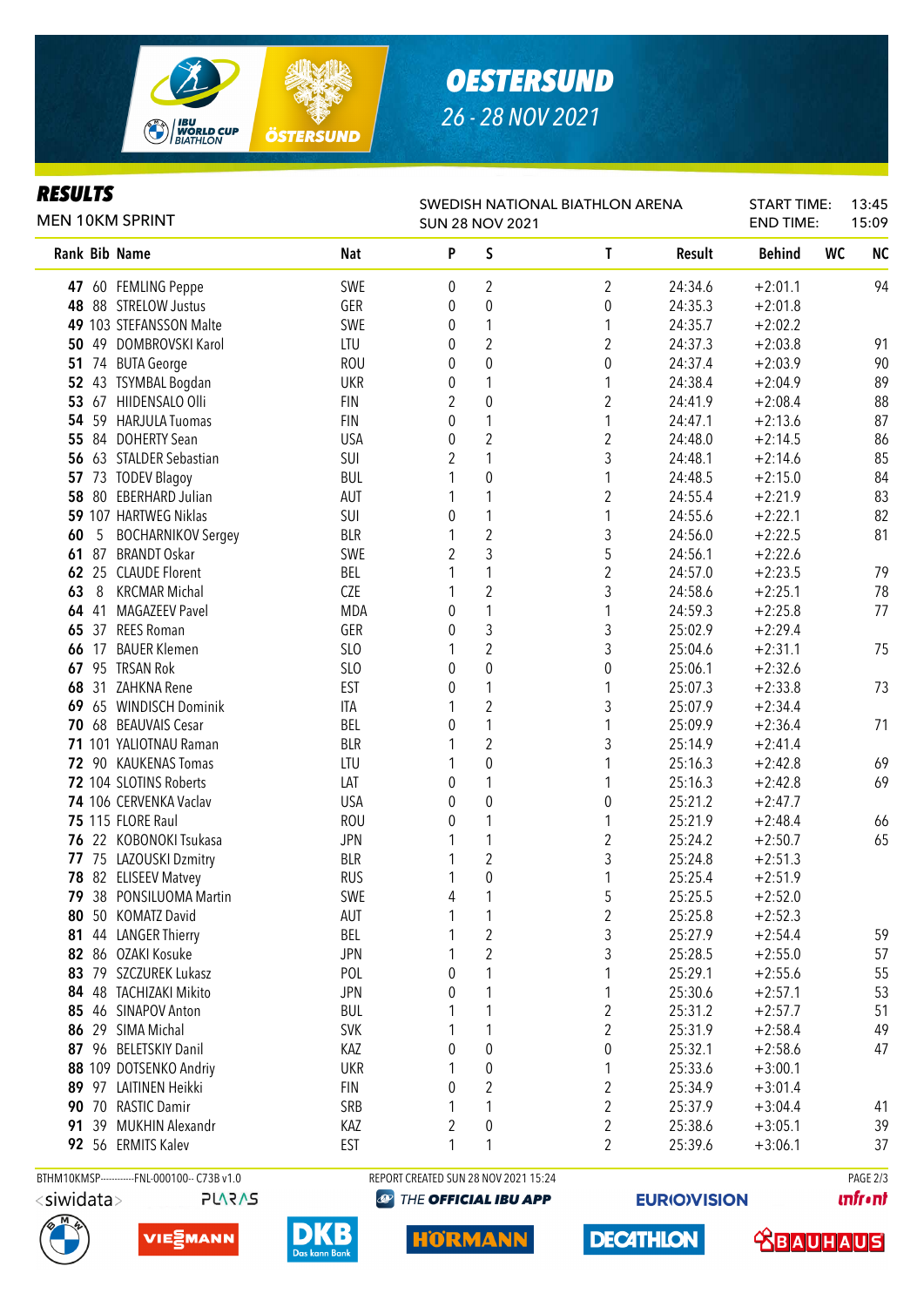# OESTERSUND

26 - 28 NOV 2021

## RESULTS

MEN 10KM SPRINT

SWEDISH NATIONAL BIATHLON ARENA
SUN 28 NOV 2021

START TIME: 13:45
END TIME: 15:09

| Rank | Bib | Name | Nat | P | S | T | Result | Behind | WC | NC |
|---|---|---|---|---|---|---|---|---|---|---|
| 47 | 60 | FEMLING Peppe | SWE | 0 | 2 | 2 | 24:34.6 | +2:01.1 | | 94 |
| 48 | 88 | STRELOW Justus | GER | 0 | 0 | 0 | 24:35.3 | +2:01.8 | | |
| 49 | 103 | STEFANSSON Malte | SWE | 0 | 1 | 1 | 24:35.7 | +2:02.2 | | |
| 50 | 49 | DOMBROVSKI Karol | LTU | 0 | 2 | 2 | 24:37.3 | +2:03.8 | | 91 |
| 51 | 74 | BUTA George | ROU | 0 | 0 | 0 | 24:37.4 | +2:03.9 | | 90 |
| 52 | 43 | TSYMBAL Bogdan | UKR | 0 | 1 | 1 | 24:38.4 | +2:04.9 | | 89 |
| 53 | 67 | HIIDENSALO Olli | FIN | 2 | 0 | 2 | 24:41.9 | +2:08.4 | | 88 |
| 54 | 59 | HARJULA Tuomas | FIN | 0 | 1 | 1 | 24:47.1 | +2:13.6 | | 87 |
| 55 | 84 | DOHERTY Sean | USA | 0 | 2 | 2 | 24:48.0 | +2:14.5 | | 86 |
| 56 | 63 | STALDER Sebastian | SUI | 2 | 1 | 3 | 24:48.1 | +2:14.6 | | 85 |
| 57 | 73 | TODEV Blagoy | BUL | 1 | 0 | 1 | 24:48.5 | +2:15.0 | | 84 |
| 58 | 80 | EBERHARD Julian | AUT | 1 | 1 | 2 | 24:55.4 | +2:21.9 | | 83 |
| 59 | 107 | HARTWEG Niklas | SUI | 0 | 1 | 1 | 24:55.6 | +2:22.1 | | 82 |
| 60 | 5 | BOCHARNIKOV Sergey | BLR | 1 | 2 | 3 | 24:56.0 | +2:22.5 | | 81 |
| 61 | 87 | BRANDT Oskar | SWE | 2 | 3 | 5 | 24:56.1 | +2:22.6 | | |
| 62 | 25 | CLAUDE Florent | BEL | 1 | 1 | 2 | 24:57.0 | +2:23.5 | | 79 |
| 63 | 8 | KRCMAR Michal | CZE | 1 | 2 | 3 | 24:58.6 | +2:25.1 | | 78 |
| 64 | 41 | MAGAZEEV Pavel | MDA | 0 | 1 | 1 | 24:59.3 | +2:25.8 | | 77 |
| 65 | 37 | REES Roman | GER | 0 | 3 | 3 | 25:02.9 | +2:29.4 | | |
| 66 | 17 | BAUER Klemen | SLO | 1 | 2 | 3 | 25:04.6 | +2:31.1 | | 75 |
| 67 | 95 | TRSAN Rok | SLO | 0 | 0 | 0 | 25:06.1 | +2:32.6 | | |
| 68 | 31 | ZAHKNA Rene | EST | 0 | 1 | 1 | 25:07.3 | +2:33.8 | | 73 |
| 69 | 65 | WINDISCH Dominik | ITA | 1 | 2 | 3 | 25:07.9 | +2:34.4 | | |
| 70 | 68 | BEAUVAIS Cesar | BEL | 0 | 1 | 1 | 25:09.9 | +2:36.4 | | 71 |
| 71 | 101 | YALIOTNAU Raman | BLR | 1 | 2 | 3 | 25:14.9 | +2:41.4 | | |
| 72 | 90 | KAUKENAS Tomas | LTU | 1 | 0 | 1 | 25:16.3 | +2:42.8 | | 69 |
| 72 | 104 | SLOTINS Roberts | LAT | 0 | 1 | 1 | 25:16.3 | +2:42.8 | | 69 |
| 74 | 106 | CERVENKA Vaclav | USA | 0 | 0 | 0 | 25:21.2 | +2:47.7 | | |
| 75 | 115 | FLORE Raul | ROU | 0 | 1 | 1 | 25:21.9 | +2:48.4 | | 66 |
| 76 | 22 | KOBONOKI Tsukasa | JPN | 1 | 1 | 2 | 25:24.2 | +2:50.7 | | 65 |
| 77 | 75 | LAZOUSKI Dzmitry | BLR | 1 | 2 | 3 | 25:24.8 | +2:51.3 | | |
| 78 | 82 | ELISEEV Matvey | RUS | 1 | 0 | 1 | 25:25.4 | +2:51.9 | | |
| 79 | 38 | PONSILUOMA Martin | SWE | 4 | 1 | 5 | 25:25.5 | +2:52.0 | | |
| 80 | 50 | KOMATZ David | AUT | 1 | 1 | 2 | 25:25.8 | +2:52.3 | | |
| 81 | 44 | LANGER Thierry | BEL | 1 | 2 | 3 | 25:27.9 | +2:54.4 | | 59 |
| 82 | 86 | OZAKI Kosuke | JPN | 1 | 2 | 3 | 25:28.5 | +2:55.0 | | 57 |
| 83 | 79 | SZCZUREK Lukasz | POL | 0 | 1 | 1 | 25:29.1 | +2:55.6 | | 55 |
| 84 | 48 | TACHIZAKI Mikito | JPN | 0 | 1 | 1 | 25:30.6 | +2:57.1 | | 53 |
| 85 | 46 | SINAPOV Anton | BUL | 1 | 1 | 2 | 25:31.2 | +2:57.7 | | 51 |
| 86 | 29 | SIMA Michal | SVK | 1 | 1 | 2 | 25:31.9 | +2:58.4 | | 49 |
| 87 | 96 | BELETSKIY Danil | KAZ | 0 | 0 | 0 | 25:32.1 | +2:58.6 | | 47 |
| 88 | 109 | DOTSENKO Andriy | UKR | 1 | 0 | 1 | 25:33.6 | +3:00.1 | | |
| 89 | 97 | LAITINEN Heikki | FIN | 0 | 2 | 2 | 25:34.9 | +3:01.4 | | |
| 90 | 70 | RASTIC Damir | SRB | 1 | 1 | 2 | 25:37.9 | +3:04.4 | | 41 |
| 91 | 39 | MUKHIN Alexandr | KAZ | 2 | 0 | 2 | 25:38.6 | +3:05.1 | | 39 |
| 92 | 56 | ERMITS Kalev | EST | 1 | 1 | 2 | 25:39.6 | +3:06.1 | | 37 |

BTHM10KMSP-----------FNL-000100-- C73B v1.0 REPORT CREATED SUN 28 NOV 2021 15:24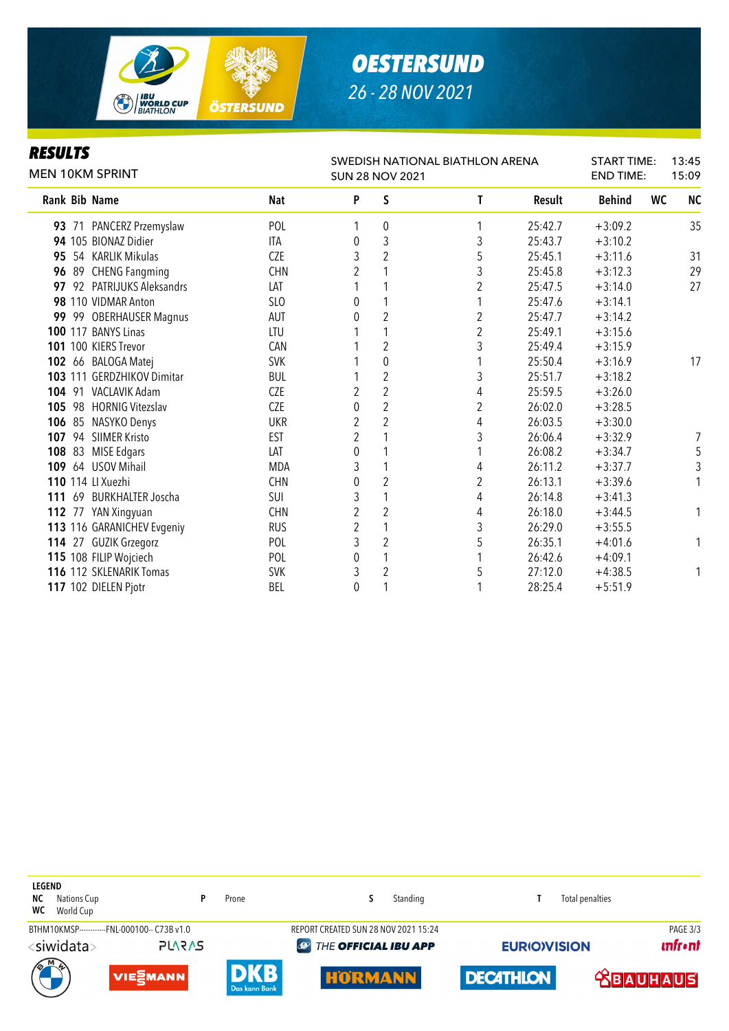# OESTERSUND

26 - 28 NOV 2021

## RESULTS

MEN 10KM SPRINT

SWEDISH NATIONAL BIATHLON ARENA
SUN 28 NOV 2021

START TIME: 13:45
END TIME: 15:09

| Rank | Bib | Name | Nat | P | S | T | Result | Behind | WC | NC |
|---|---|---|---|---|---|---|---|---|---|---|
| **93** | 71 | PANCERZ Przemyslaw | POL | 1 | 0 | 1 | 25:42.7 | +3:09.2 | | 35 |
| **94** | 105 | BIONAZ Didier | ITA | 0 | 3 | 3 | 25:43.7 | +3:10.2 | | |
| **95** | 54 | KARLIK Mikulas | CZE | 3 | 2 | 5 | 25:45.1 | +3:11.6 | | 31 |
| **96** | 89 | CHENG Fangming | CHN | 2 | 1 | 3 | 25:45.8 | +3:12.3 | | 29 |
| **97** | 92 | PATRIJUKS Aleksandrs | LAT | 1 | 1 | 2 | 25:47.5 | +3:14.0 | | 27 |
| **98** | 110 | VIDMAR Anton | SLO | 0 | 1 | 1 | 25:47.6 | +3:14.1 | | |
| **99** | 99 | OBERHAUSER Magnus | AUT | 0 | 2 | 2 | 25:47.7 | +3:14.2 | | |
| **100** | 117 | BANYS Linas | LTU | 1 | 1 | 2 | 25:49.1 | +3:15.6 | | |
| **101** | 100 | KIERS Trevor | CAN | 1 | 2 | 3 | 25:49.4 | +3:15.9 | | |
| **102** | 66 | BALOGA Matej | SVK | 1 | 0 | 1 | 25:50.4 | +3:16.9 | | 17 |
| **103** | 111 | GERDZHIKOV Dimitar | BUL | 1 | 2 | 3 | 25:51.7 | +3:18.2 | | |
| **104** | 91 | VACLAVIK Adam | CZE | 2 | 2 | 4 | 25:59.5 | +3:26.0 | | |
| **105** | 98 | HORNIG Vitezslav | CZE | 0 | 2 | 2 | 26:02.0 | +3:28.5 | | |
| **106** | 85 | NASYKO Denys | UKR | 2 | 2 | 4 | 26:03.5 | +3:30.0 | | |
| **107** | 94 | SIIMER Kristo | EST | 2 | 1 | 3 | 26:06.4 | +3:32.9 | | 7 |
| **108** | 83 | MISE Edgars | LAT | 0 | 1 | 1 | 26:08.2 | +3:34.7 | | 5 |
| **109** | 64 | USOV Mihail | MDA | 3 | 1 | 4 | 26:11.2 | +3:37.7 | | 3 |
| **110** | 114 | LI Xuezhi | CHN | 0 | 2 | 2 | 26:13.1 | +3:39.6 | | 1 |
| **111** | 69 | BURKHALTER Joscha | SUI | 3 | 1 | 4 | 26:14.8 | +3:41.3 | | |
| **112** | 77 | YAN Xingyuan | CHN | 2 | 2 | 4 | 26:18.0 | +3:44.5 | | 1 |
| **113** | 116 | GARANICHEV Evgeniy | RUS | 2 | 1 | 3 | 26:29.0 | +3:55.5 | | |
| **114** | 27 | GUZIK Grzegorz | POL | 3 | 2 | 5 | 26:35.1 | +4:01.6 | | 1 |
| **115** | 108 | FILIP Wojciech | POL | 0 | 1 | 1 | 26:42.6 | +4:09.1 | | |
| **116** | 112 | SKLENARIK Tomas | SVK | 3 | 2 | 5 | 27:12.0 | +4:38.5 | | 1 |
| **117** | 102 | DIELEN Pjotr | BEL | 0 | 1 | 1 | 28:25.4 | +5:51.9 | | |

**LEGEND**
**NC** Nations Cup
**WC** World Cup
**P** Prone
**S** Standing
**T** Total penalties

BTHM10KMSP-----------FNL-000100-- C73B v1.0
REPORT CREATED SUN 28 NOV 2021 15:24